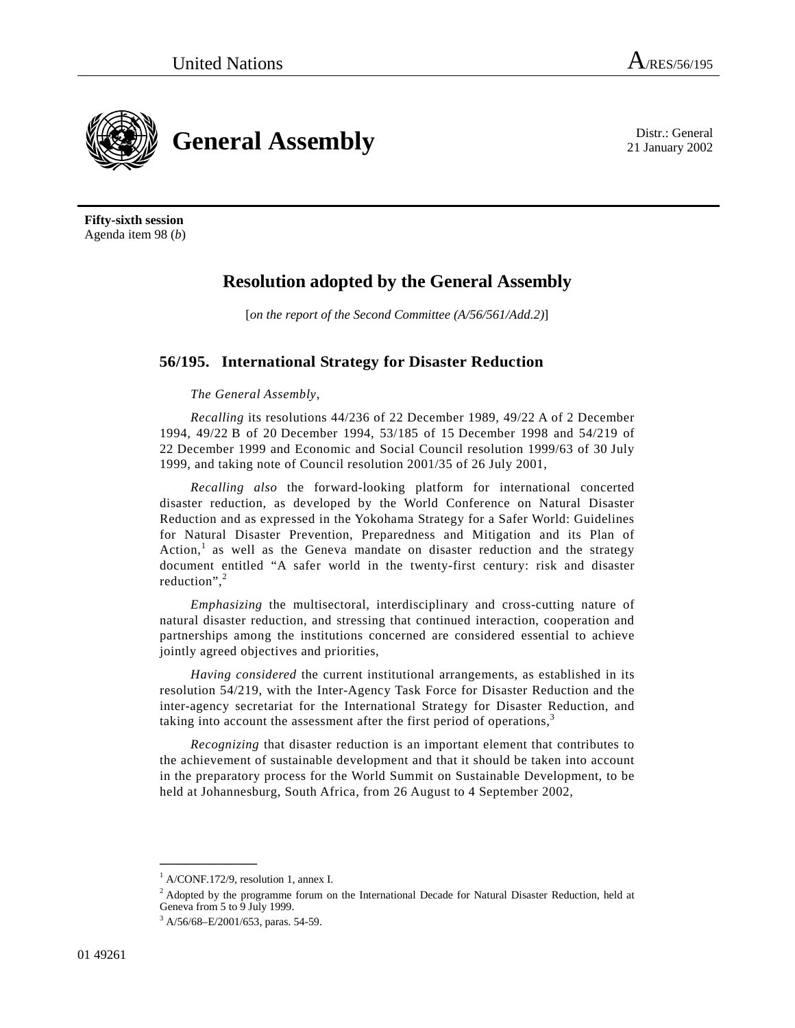United Nations A/RES/56/195

# General Assembly

Distr.: General
21 January 2002

**Fifty-sixth session**
Agenda item 98 (*b*)

## Resolution adopted by the General Assembly

[*on the report of the Second Committee (A/56/561/Add.2)*]

### 56/195. International Strategy for Disaster Reduction

*The General Assembly*,

*Recalling* its resolutions 44/236 of 22 December 1989, 49/22 A of 2 December 1994, 49/22 B of 20 December 1994, 53/185 of 15 December 1998 and 54/219 of 22 December 1999 and Economic and Social Council resolution 1999/63 of 30 July 1999, and taking note of Council resolution 2001/35 of 26 July 2001,

*Recalling also* the forward-looking platform for international concerted disaster reduction, as developed by the World Conference on Natural Disaster Reduction and as expressed in the Yokohama Strategy for a Safer World: Guidelines for Natural Disaster Prevention, Preparedness and Mitigation and its Plan of Action,[1] as well as the Geneva mandate on disaster reduction and the strategy document entitled "A safer world in the twenty-first century: risk and disaster reduction",[2]

*Emphasizing* the multisectoral, interdisciplinary and cross-cutting nature of natural disaster reduction, and stressing that continued interaction, cooperation and partnerships among the institutions concerned are considered essential to achieve jointly agreed objectives and priorities,

*Having considered* the current institutional arrangements, as established in its resolution 54/219, with the Inter-Agency Task Force for Disaster Reduction and the inter-agency secretariat for the International Strategy for Disaster Reduction, and taking into account the assessment after the first period of operations,[3]

*Recognizing* that disaster reduction is an important element that contributes to the achievement of sustainable development and that it should be taken into account in the preparatory process for the World Summit on Sustainable Development, to be held at Johannesburg, South Africa, from 26 August to 4 September 2002,

---

[1] A/CONF.172/9, resolution 1, annex I.

[2] Adopted by the programme forum on the International Decade for Natural Disaster Reduction, held at Geneva from 5 to 9 July 1999.

[3] A/56/68–E/2001/653, paras. 54-59.

01 49261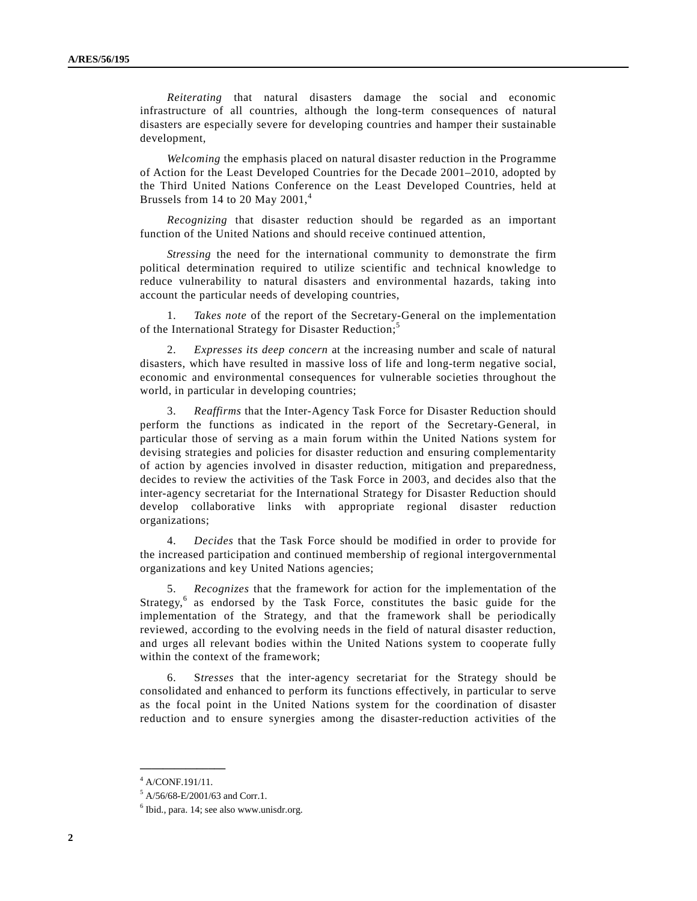*Reiterating* that natural disasters damage the social and economic infrastructure of all countries, although the long-term consequences of natural disasters are especially severe for developing countries and hamper their sustainable development,

*Welcoming* the emphasis placed on natural disaster reduction in the Programme of Action for the Least Developed Countries for the Decade 2001–2010, adopted by the Third United Nations Conference on the Least Developed Countries, held at Brussels from 14 to 20 May 2001,[4]

*Recognizing* that disaster reduction should be regarded as an important function of the United Nations and should receive continued attention,

*Stressing* the need for the international community to demonstrate the firm political determination required to utilize scientific and technical knowledge to reduce vulnerability to natural disasters and environmental hazards, taking into account the particular needs of developing countries,

1. *Takes note* of the report of the Secretary-General on the implementation of the International Strategy for Disaster Reduction;[5]

2. *Expresses its deep concern* at the increasing number and scale of natural disasters, which have resulted in massive loss of life and long-term negative social, economic and environmental consequences for vulnerable societies throughout the world, in particular in developing countries;

3. *Reaffirms* that the Inter-Agency Task Force for Disaster Reduction should perform the functions as indicated in the report of the Secretary-General, in particular those of serving as a main forum within the United Nations system for devising strategies and policies for disaster reduction and ensuring complementarity of action by agencies involved in disaster reduction, mitigation and preparedness, decides to review the activities of the Task Force in 2003, and decides also that the inter-agency secretariat for the International Strategy for Disaster Reduction should develop collaborative links with appropriate regional disaster reduction organizations;

4. *Decides* that the Task Force should be modified in order to provide for the increased participation and continued membership of regional intergovernmental organizations and key United Nations agencies;

5. *Recognizes* that the framework for action for the implementation of the Strategy,[6] as endorsed by the Task Force, constitutes the basic guide for the implementation of the Strategy, and that the framework shall be periodically reviewed, according to the evolving needs in the field of natural disaster reduction, and urges all relevant bodies within the United Nations system to cooperate fully within the context of the framework;

6. S*tresses* that the inter-agency secretariat for the Strategy should be consolidated and enhanced to perform its functions effectively, in particular to serve as the focal point in the United Nations system for the coordination of disaster reduction and to ensure synergies among the disaster-reduction activities of the

---

[4] A/CONF.191/11.

[5] A/56/68-E/2001/63 and Corr.1.

[6] Ibid., para. 14; see also www.unisdr.org.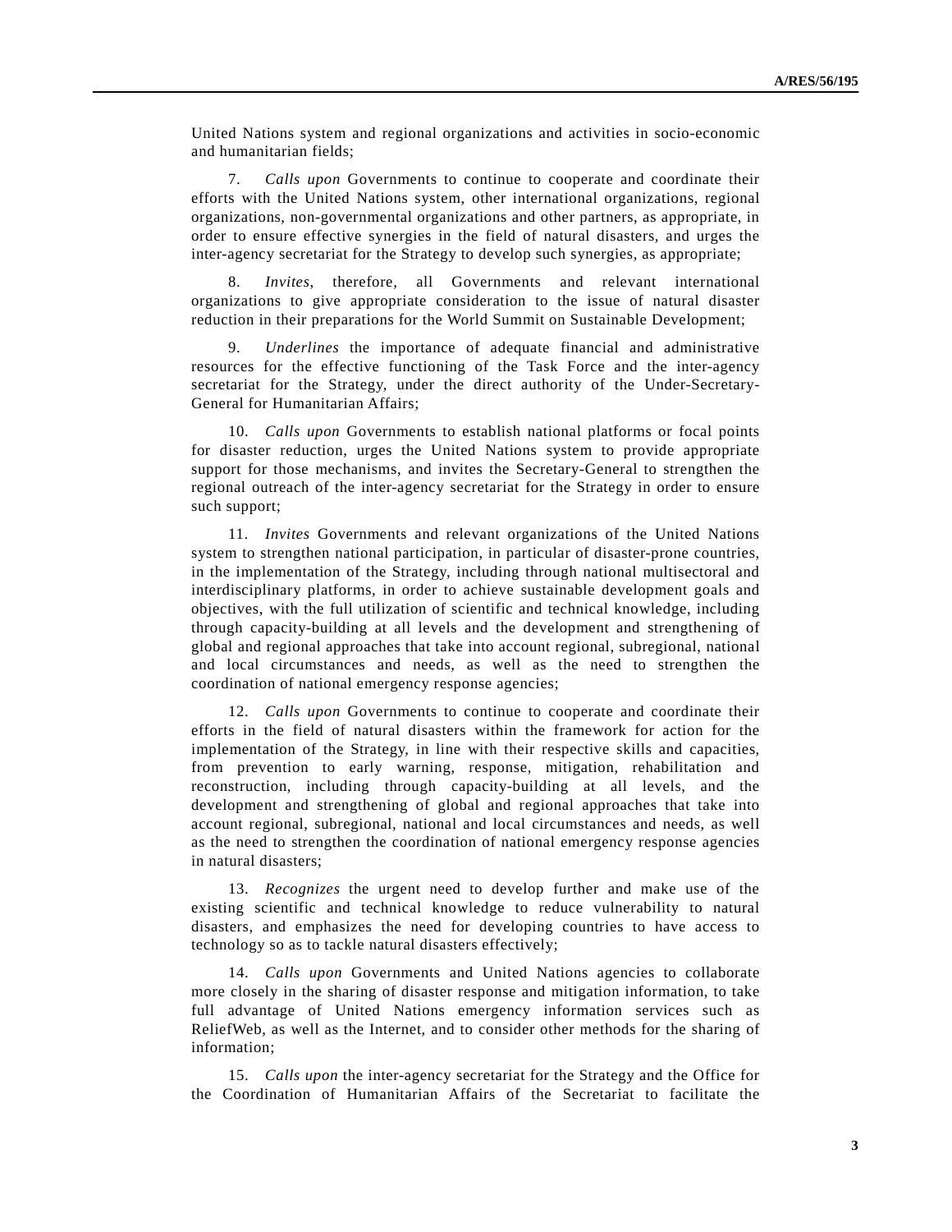United Nations system and regional organizations and activities in socio-economic and humanitarian fields;

7. *Calls upon* Governments to continue to cooperate and coordinate their efforts with the United Nations system, other international organizations, regional organizations, non-governmental organizations and other partners, as appropriate, in order to ensure effective synergies in the field of natural disasters, and urges the inter-agency secretariat for the Strategy to develop such synergies, as appropriate;

8. *Invites*, therefore, all Governments and relevant international organizations to give appropriate consideration to the issue of natural disaster reduction in their preparations for the World Summit on Sustainable Development;

9. *Underlines* the importance of adequate financial and administrative resources for the effective functioning of the Task Force and the inter-agency secretariat for the Strategy, under the direct authority of the Under-Secretary-General for Humanitarian Affairs;

10. *Calls upon* Governments to establish national platforms or focal points for disaster reduction, urges the United Nations system to provide appropriate support for those mechanisms, and invites the Secretary-General to strengthen the regional outreach of the inter-agency secretariat for the Strategy in order to ensure such support;

11. *Invites* Governments and relevant organizations of the United Nations system to strengthen national participation, in particular of disaster-prone countries, in the implementation of the Strategy, including through national multisectoral and interdisciplinary platforms, in order to achieve sustainable development goals and objectives, with the full utilization of scientific and technical knowledge, including through capacity-building at all levels and the development and strengthening of global and regional approaches that take into account regional, subregional, national and local circumstances and needs, as well as the need to strengthen the coordination of national emergency response agencies;

12. *Calls upon* Governments to continue to cooperate and coordinate their efforts in the field of natural disasters within the framework for action for the implementation of the Strategy, in line with their respective skills and capacities, from prevention to early warning, response, mitigation, rehabilitation and reconstruction, including through capacity-building at all levels, and the development and strengthening of global and regional approaches that take into account regional, subregional, national and local circumstances and needs, as well as the need to strengthen the coordination of national emergency response agencies in natural disasters;

13. *Recognizes* the urgent need to develop further and make use of the existing scientific and technical knowledge to reduce vulnerability to natural disasters, and emphasizes the need for developing countries to have access to technology so as to tackle natural disasters effectively;

14. *Calls upon* Governments and United Nations agencies to collaborate more closely in the sharing of disaster response and mitigation information, to take full advantage of United Nations emergency information services such as ReliefWeb, as well as the Internet, and to consider other methods for the sharing of information;

15. *Calls upon* the inter-agency secretariat for the Strategy and the Office for the Coordination of Humanitarian Affairs of the Secretariat to facilitate the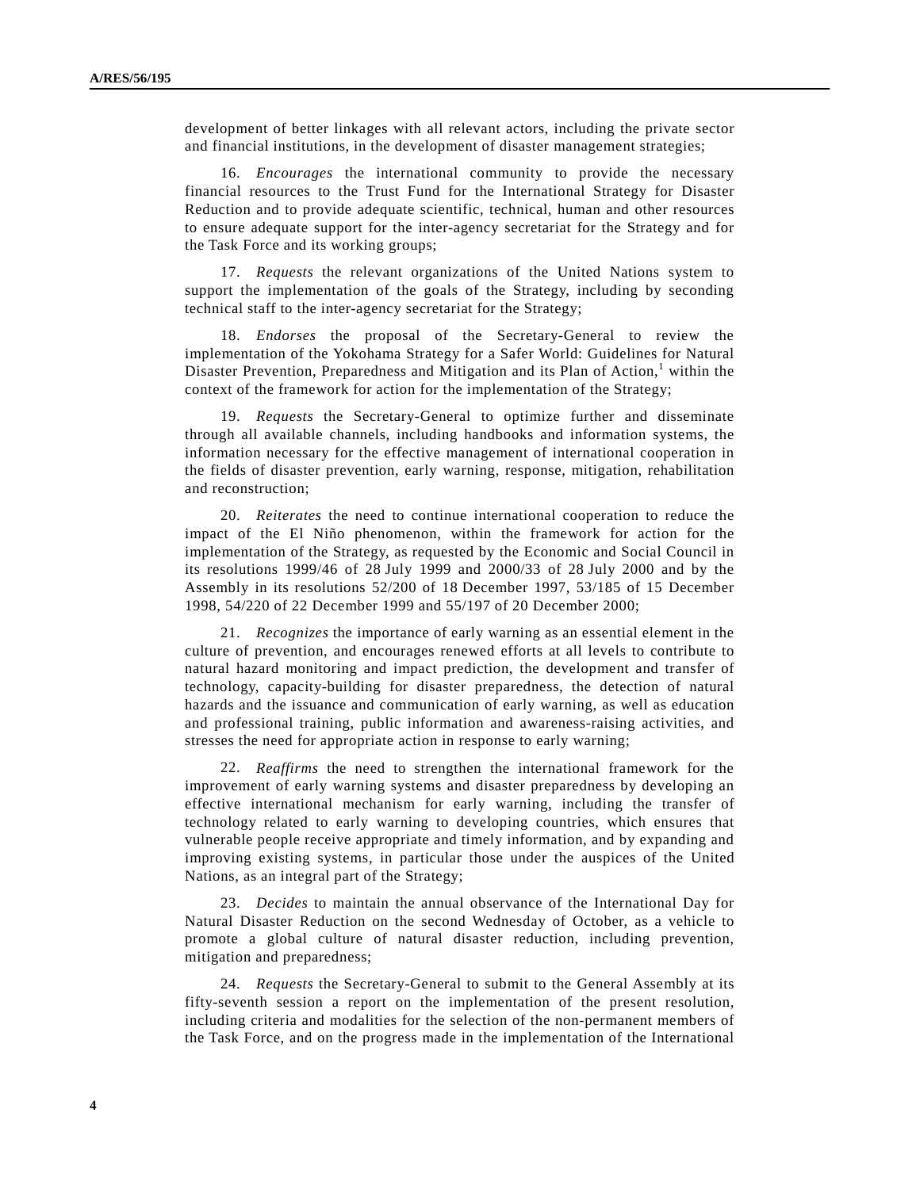development of better linkages with all relevant actors, including the private sector and financial institutions, in the development of disaster management strategies;

16. *Encourages* the international community to provide the necessary financial resources to the Trust Fund for the International Strategy for Disaster Reduction and to provide adequate scientific, technical, human and other resources to ensure adequate support for the inter-agency secretariat for the Strategy and for the Task Force and its working groups;

17. *Requests* the relevant organizations of the United Nations system to support the implementation of the goals of the Strategy, including by seconding technical staff to the inter-agency secretariat for the Strategy;

18. *Endorses* the proposal of the Secretary-General to review the implementation of the Yokohama Strategy for a Safer World: Guidelines for Natural Disaster Prevention, Preparedness and Mitigation and its Plan of Action,[1] within the context of the framework for action for the implementation of the Strategy;

19. *Requests* the Secretary-General to optimize further and disseminate through all available channels, including handbooks and information systems, the information necessary for the effective management of international cooperation in the fields of disaster prevention, early warning, response, mitigation, rehabilitation and reconstruction;

20. *Reiterates* the need to continue international cooperation to reduce the impact of the El Niño phenomenon, within the framework for action for the implementation of the Strategy, as requested by the Economic and Social Council in its resolutions 1999/46 of 28 July 1999 and 2000/33 of 28 July 2000 and by the Assembly in its resolutions 52/200 of 18 December 1997, 53/185 of 15 December 1998, 54/220 of 22 December 1999 and 55/197 of 20 December 2000;

21. *Recognizes* the importance of early warning as an essential element in the culture of prevention, and encourages renewed efforts at all levels to contribute to natural hazard monitoring and impact prediction, the development and transfer of technology, capacity-building for disaster preparedness, the detection of natural hazards and the issuance and communication of early warning, as well as education and professional training, public information and awareness-raising activities, and stresses the need for appropriate action in response to early warning;

22. *Reaffirms* the need to strengthen the international framework for the improvement of early warning systems and disaster preparedness by developing an effective international mechanism for early warning, including the transfer of technology related to early warning to developing countries, which ensures that vulnerable people receive appropriate and timely information, and by expanding and improving existing systems, in particular those under the auspices of the United Nations, as an integral part of the Strategy;

23. *Decides* to maintain the annual observance of the International Day for Natural Disaster Reduction on the second Wednesday of October, as a vehicle to promote a global culture of natural disaster reduction, including prevention, mitigation and preparedness;

24. *Requests* the Secretary-General to submit to the General Assembly at its fifty-seventh session a report on the implementation of the present resolution, including criteria and modalities for the selection of the non-permanent members of the Task Force, and on the progress made in the implementation of the International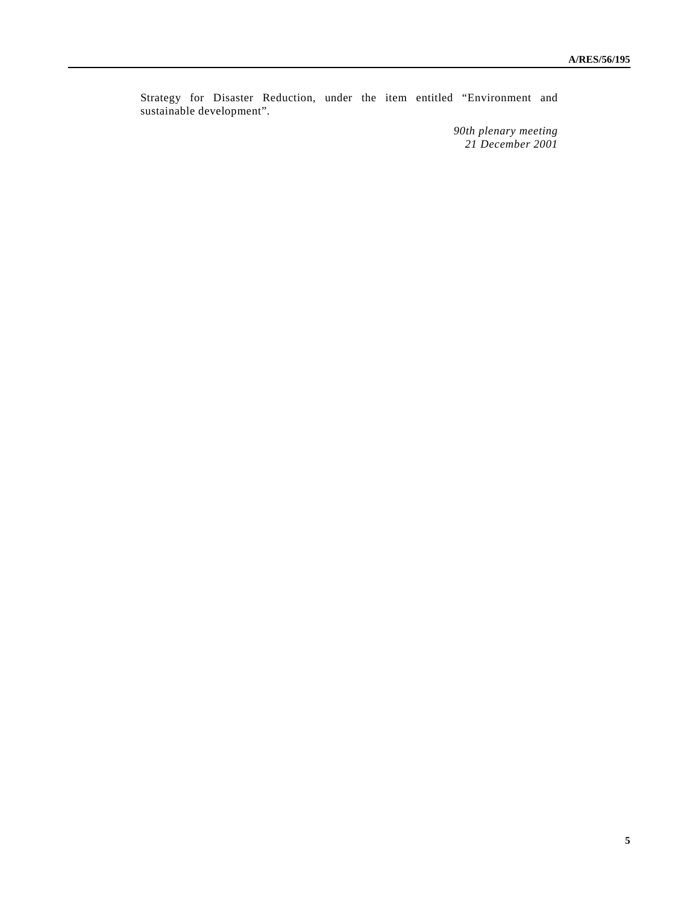Strategy for Disaster Reduction, under the item entitled "Environment and sustainable development".

*90th plenary meeting*
*21 December 2001*